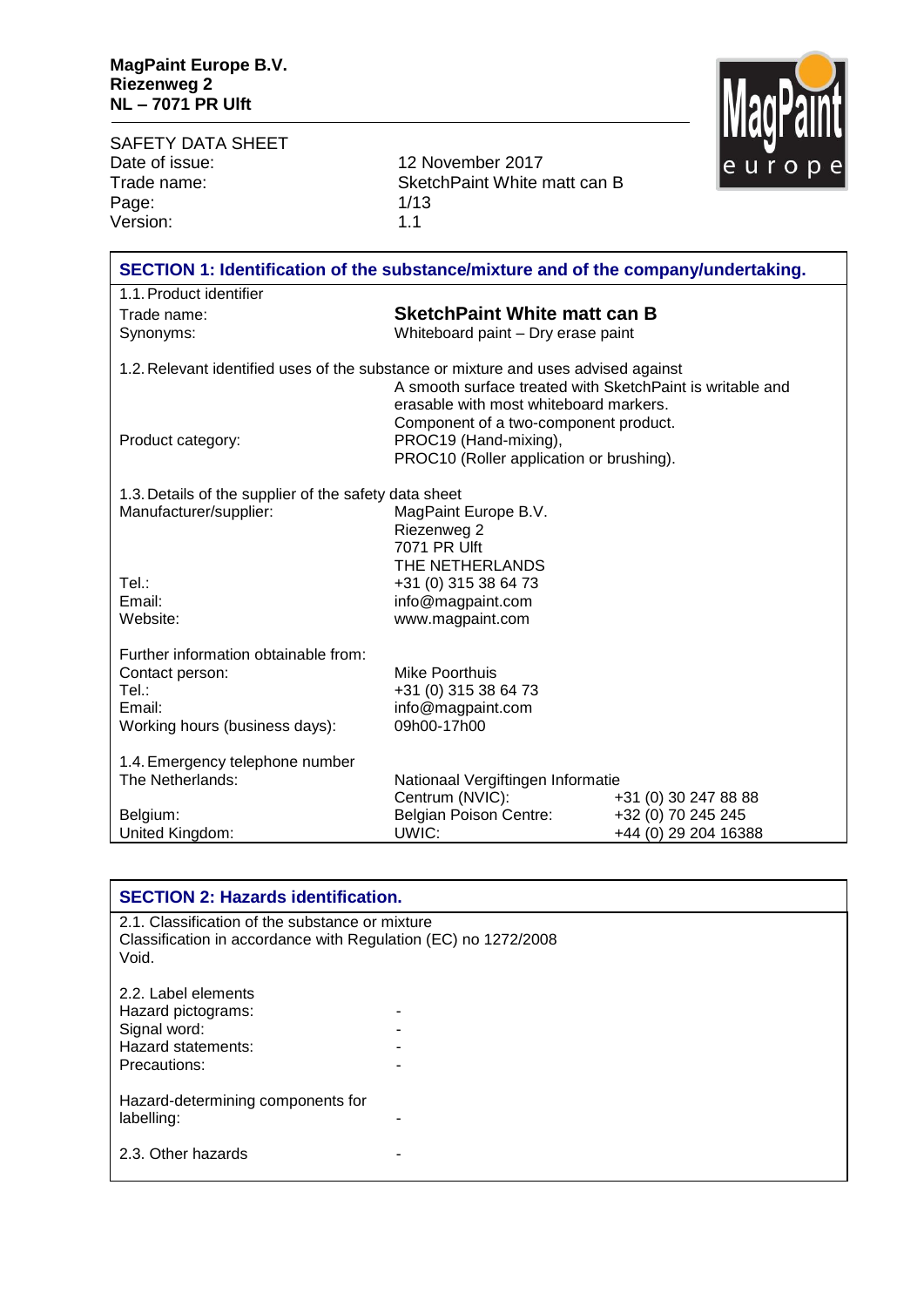**MagPaint Europe B.V.**
**Riezenweg 2**
**NL – 7071 PR Ulft**

SAFETY DATA SHEET

| | |
|---|---|
| Date of issue: | 12 November 2017 |
| Trade name: | SketchPaint White matt can B |
| Page: | 1/13 |
| Version: | 1.1 |

## SECTION 1: Identification of the substance/mixture and of the company/undertaking.

1.1. Product identifier

| | |
|---|---|
| Trade name: | **SketchPaint White matt can B** |
| Synonyms: | Whiteboard paint – Dry erase paint |

1.2. Relevant identified uses of the substance or mixture and uses advised against

| | |
|---|---|
| | A smooth surface treated with SketchPaint is writable and erasable with most whiteboard markers. Component of a two-component product. |
| Product category: | PROC19 (Hand-mixing), PROC10 (Roller application or brushing). |

1.3. Details of the supplier of the safety data sheet

| | |
|---|---|
| Manufacturer/supplier: | MagPaint Europe B.V.<br>Riezenweg 2<br>7071 PR Ulft<br>THE NETHERLANDS |
| Tel.: | +31 (0) 315 38 64 73 |
| Email: | info@magpaint.com |
| Website: | www.magpaint.com |

Further information obtainable from:

| | |
|---|---|
| Contact person: | Mike Poorthuis |
| Tel.: | +31 (0) 315 38 64 73 |
| Email: | info@magpaint.com |
| Working hours (business days): | 09h00-17h00 |

1.4. Emergency telephone number

| | | |
|---|---|---|
| The Netherlands: | Nationaal Vergiftingen Informatie Centrum (NVIC): | +31 (0) 30 247 88 88 |
| Belgium: | Belgian Poison Centre: | +32 (0) 70 245 245 |
| United Kingdom: | UWIC: | +44 (0) 29 204 16388 |

## SECTION 2: Hazards identification.

2.1. Classification of the substance or mixture
Classification in accordance with Regulation (EC) no 1272/2008
Void.

2.2. Label elements

| | |
|---|---|
| Hazard pictograms: | - |
| Signal word: | - |
| Hazard statements: | - |
| Precautions: | - |
| Hazard-determining components for labelling: | - |

| | |
|---|---|
| 2.3. Other hazards | - |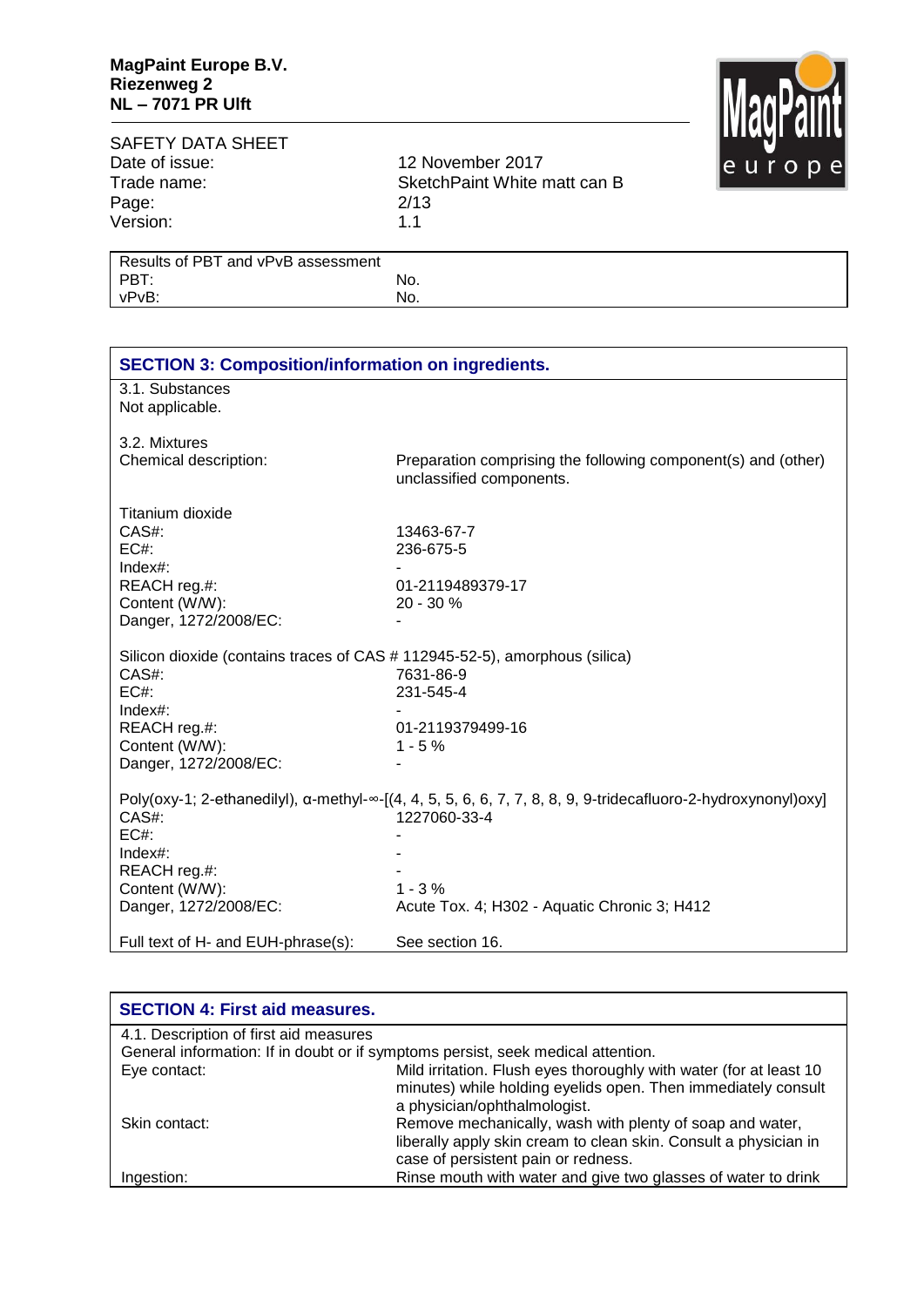| Results of PBT and vPvB assessment | |
|---|---|
| PBT: | No. |
| vPvB: | No. |

## SECTION 3: Composition/information on ingredients.

3.1. Substances
Not applicable.

3.2. Mixtures

Chemical description: Preparation comprising the following component(s) and (other) unclassified components.

**Titanium dioxide**

| | |
|---|---|
| CAS#: | 13463-67-7 |
| EC#: | 236-675-5 |
| Index#: | - |
| REACH reg.#: | 01-2119489379-17 |
| Content (W/W): | 20 - 30 % |
| Danger, 1272/2008/EC: | - |

**Silicon dioxide (contains traces of CAS # 112945-52-5), amorphous (silica)**

| | |
|---|---|
| CAS#: | 7631-86-9 |
| EC#: | 231-545-4 |
| Index#: | - |
| REACH reg.#: | 01-2119379499-16 |
| Content (W/W): | 1 - 5 % |
| Danger, 1272/2008/EC: | - |

**Poly(oxy-1; 2-ethanedilyl), α-methyl-∞-[(4, 4, 5, 5, 6, 6, 7, 7, 8, 8, 9, 9-tridecafluoro-2-hydroxynonyl)oxy]**

| | |
|---|---|
| CAS#: | 1227060-33-4 |
| EC#: | - |
| Index#: | - |
| REACH reg.#: | - |
| Content (W/W): | 1 - 3 % |
| Danger, 1272/2008/EC: | Acute Tox. 4; H302 - Aquatic Chronic 3; H412 |

Full text of H- and EUH-phrase(s): See section 16.

## SECTION 4: First aid measures.

4.1. Description of first aid measures

General information: If in doubt or if symptoms persist, seek medical attention.

| | |
|---|---|
| Eye contact: | Mild irritation. Flush eyes thoroughly with water (for at least 10 minutes) while holding eyelids open. Then immediately consult a physician/ophthalmologist. |
| Skin contact: | Remove mechanically, wash with plenty of soap and water, liberally apply skin cream to clean skin. Consult a physician in case of persistent pain or redness. |
| Ingestion: | Rinse mouth with water and give two glasses of water to drink |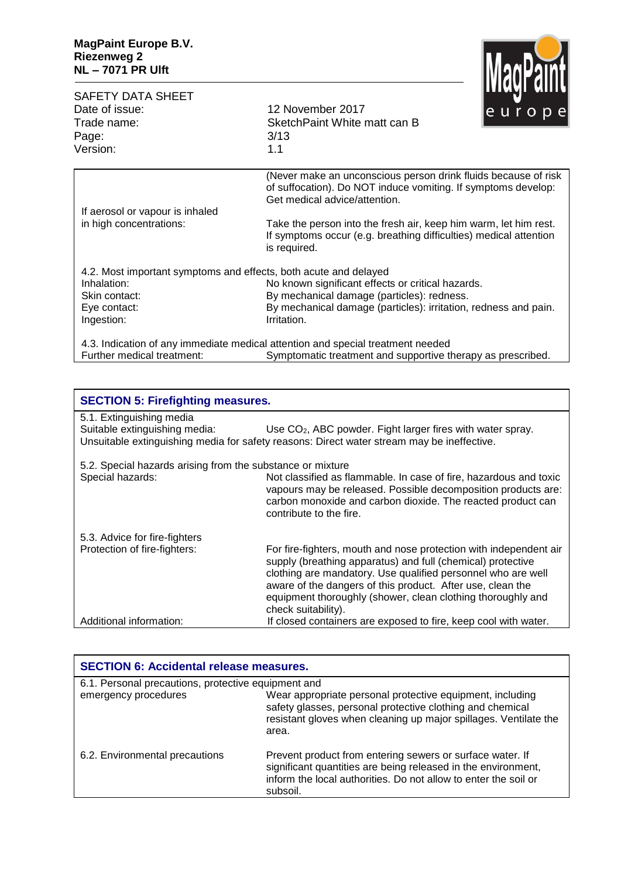| | |
|---|---|
| | (Never make an unconscious person drink fluids because of risk of suffocation). Do NOT induce vomiting. If symptoms develop: Get medical advice/attention. |
| If aerosol or vapour is inhaled in high concentrations: | Take the person into the fresh air, keep him warm, let him rest. If symptoms occur (e.g. breathing difficulties) medical attention is required. |

4.2. Most important symptoms and effects, both acute and delayed

| | |
|---|---|
| Inhalation: | No known significant effects or critical hazards. |
| Skin contact: | By mechanical damage (particles): redness. |
| Eye contact: | By mechanical damage (particles): irritation, redness and pain. |
| Ingestion: | Irritation. |

4.3. Indication of any immediate medical attention and special treatment needed

| | |
|---|---|
| Further medical treatment: | Symptomatic treatment and supportive therapy as prescribed. |

## SECTION 5: Firefighting measures.

5.1. Extinguishing media

| | |
|---|---|
| Suitable extinguishing media: | Use $CO_2$, ABC powder. Fight larger fires with water spray. |

Unsuitable extinguishing media for safety reasons: Direct water stream may be ineffective.

5.2. Special hazards arising from the substance or mixture

| | |
|---|---|
| Special hazards: | Not classified as flammable. In case of fire, hazardous and toxic vapours may be released. Possible decomposition products are: carbon monoxide and carbon dioxide. The reacted product can contribute to the fire. |

5.3. Advice for fire-fighters

| | |
|---|---|
| Protection of fire-fighters: | For fire-fighters, mouth and nose protection with independent air supply (breathing apparatus) and full (chemical) protective clothing are mandatory. Use qualified personnel who are well aware of the dangers of this product. After use, clean the equipment thoroughly (shower, clean clothing thoroughly and check suitability). |
| Additional information: | If closed containers are exposed to fire, keep cool with water. |

## SECTION 6: Accidental release measures.

| | |
|---|---|
| 6.1. Personal precautions, protective equipment and emergency procedures | Wear appropriate personal protective equipment, including safety glasses, personal protective clothing and chemical resistant gloves when cleaning up major spillages. Ventilate the area. |
| 6.2. Environmental precautions | Prevent product from entering sewers or surface water. If significant quantities are being released in the environment, inform the local authorities. Do not allow to enter the soil or subsoil. |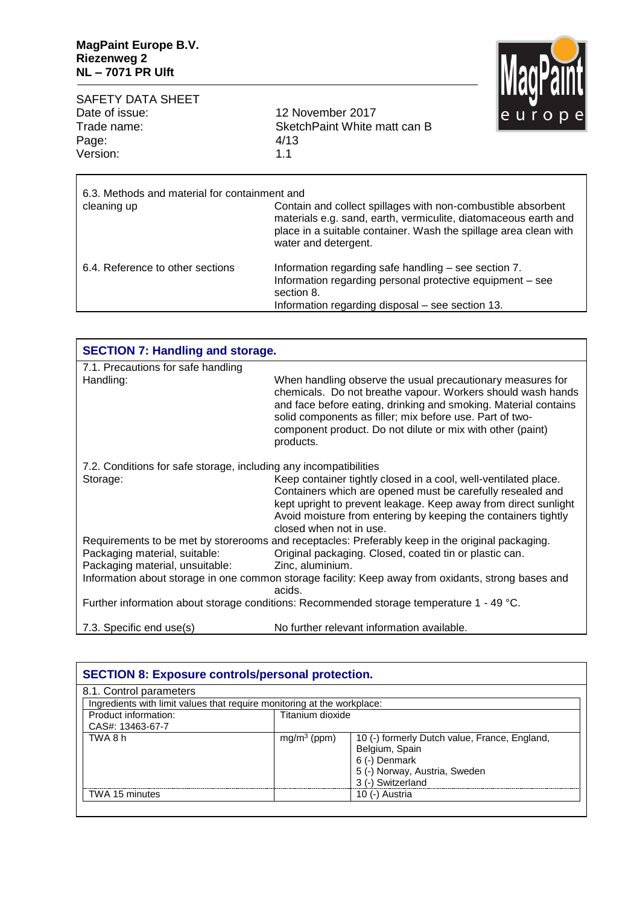6.3. Methods and material for containment and cleaning up

Contain and collect spillages with non-combustible absorbent materials e.g. sand, earth, vermiculite, diatomaceous earth and place in a suitable container. Wash the spillage area clean with water and detergent.

6.4. Reference to other sections

Information regarding safe handling – see section 7.
Information regarding personal protective equipment – see section 8.
Information regarding disposal – see section 13.

## SECTION 7: Handling and storage.

7.1. Precautions for safe handling

Handling: When handling observe the usual precautionary measures for chemicals. Do not breathe vapour. Workers should wash hands and face before eating, drinking and smoking. Material contains solid components as filler; mix before use. Part of two-component product. Do not dilute or mix with other (paint) products.

7.2. Conditions for safe storage, including any incompatibilities

Storage: Keep container tightly closed in a cool, well-ventilated place. Containers which are opened must be carefully resealed and kept upright to prevent leakage. Keep away from direct sunlight Avoid moisture from entering by keeping the containers tightly closed when not in use.

Requirements to be met by storerooms and receptacles: Preferably keep in the original packaging.

Packaging material, suitable: Original packaging. Closed, coated tin or plastic can.

Packaging material, unsuitable: Zinc, aluminium.

Information about storage in one common storage facility: Keep away from oxidants, strong bases and acids.

Further information about storage conditions: Recommended storage temperature 1 - 49 °C.

7.3. Specific end use(s) No further relevant information available.

## SECTION 8: Exposure controls/personal protection.

8.1. Control parameters

| Ingredients with limit values that require monitoring at the workplace: | | |
|---|---|---|
| Product information:<br>CAS#: 13463-67-7 | Titanium dioxide | |
| TWA 8 h | $mg/m^3$ (ppm) | 10 (-) formerly Dutch value, France, England, Belgium, Spain<br>6 (-) Denmark<br>5 (-) Norway, Austria, Sweden<br>3 (-) Switzerland |
| TWA 15 minutes | | 10 (-) Austria |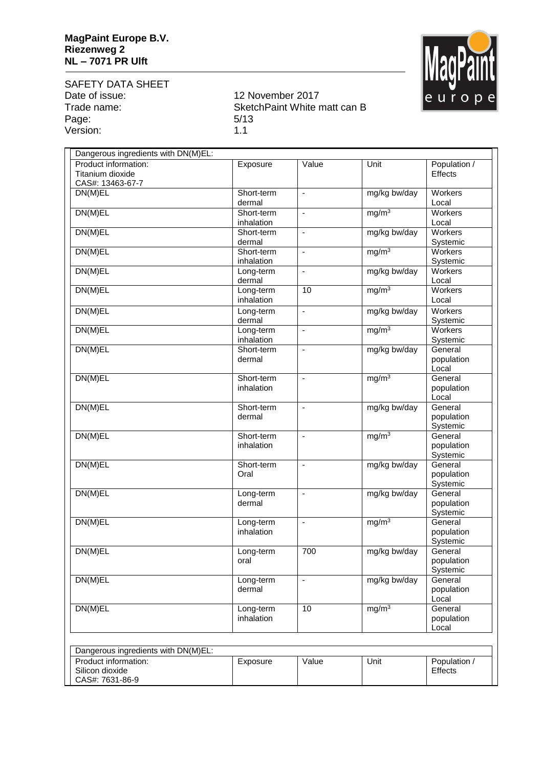| Dangerous ingredients with DN(M)EL: | | | | |
|---|---|---|---|---|
| Product information:<br>Titanium dioxide<br>CAS#: 13463-67-7 | Exposure | Value | Unit | Population / Effects |
| DN(M)EL | Short-term dermal | - | mg/kg bw/day | Workers Local |
| DN(M)EL | Short-term inhalation | - | mg/m$^3$ | Workers Local |
| DN(M)EL | Short-term dermal | - | mg/kg bw/day | Workers Systemic |
| DN(M)EL | Short-term inhalation | - | mg/m$^3$ | Workers Systemic |
| DN(M)EL | Long-term dermal | - | mg/kg bw/day | Workers Local |
| DN(M)EL | Long-term inhalation | 10 | mg/m$^3$ | Workers Local |
| DN(M)EL | Long-term dermal | - | mg/kg bw/day | Workers Systemic |
| DN(M)EL | Long-term inhalation | - | mg/m$^3$ | Workers Systemic |
| DN(M)EL | Short-term dermal | - | mg/kg bw/day | General population Local |
| DN(M)EL | Short-term inhalation | - | mg/m$^3$ | General population Local |
| DN(M)EL | Short-term dermal | - | mg/kg bw/day | General population Systemic |
| DN(M)EL | Short-term inhalation | - | mg/m$^3$ | General population Systemic |
| DN(M)EL | Short-term Oral | - | mg/kg bw/day | General population Systemic |
| DN(M)EL | Long-term dermal | - | mg/kg bw/day | General population Systemic |
| DN(M)EL | Long-term inhalation | - | mg/m$^3$ | General population Systemic |
| DN(M)EL | Long-term oral | 700 | mg/kg bw/day | General population Systemic |
| DN(M)EL | Long-term dermal | - | mg/kg bw/day | General population Local |
| DN(M)EL | Long-term inhalation | 10 | mg/m$^3$ | General population Local |

| Dangerous ingredients with DN(M)EL: | | | | |
|---|---|---|---|---|
| Product information:<br>Silicon dioxide<br>CAS#: 7631-86-9 | Exposure | Value | Unit | Population / Effects |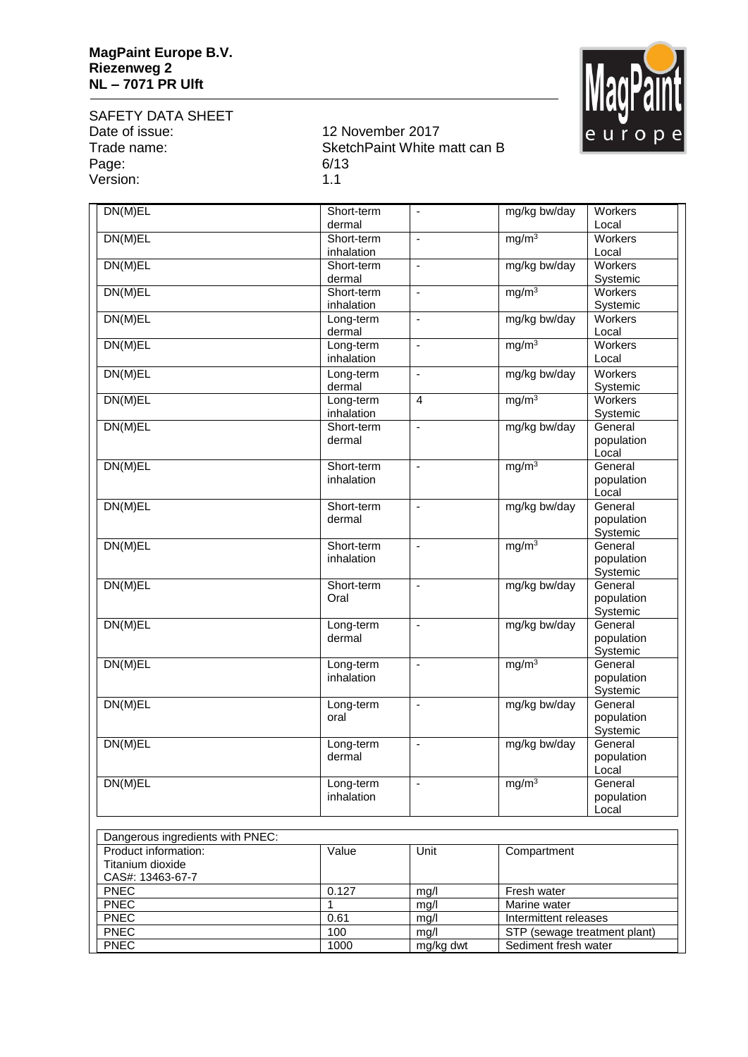| | | | | |
|---|---|---|---|---|
| DN(M)EL | Short-term dermal | - | mg/kg bw/day | Workers Local |
| DN(M)EL | Short-term inhalation | - | $mg/m^3$ | Workers Local |
| DN(M)EL | Short-term dermal | - | mg/kg bw/day | Workers Systemic |
| DN(M)EL | Short-term inhalation | - | $mg/m^3$ | Workers Systemic |
| DN(M)EL | Long-term dermal | - | mg/kg bw/day | Workers Local |
| DN(M)EL | Long-term inhalation | - | $mg/m^3$ | Workers Local |
| DN(M)EL | Long-term dermal | - | mg/kg bw/day | Workers Systemic |
| DN(M)EL | Long-term inhalation | 4 | $mg/m^3$ | Workers Systemic |
| DN(M)EL | Short-term dermal | - | mg/kg bw/day | General population Local |
| DN(M)EL | Short-term inhalation | - | $mg/m^3$ | General population Local |
| DN(M)EL | Short-term dermal | - | mg/kg bw/day | General population Systemic |
| DN(M)EL | Short-term inhalation | - | $mg/m^3$ | General population Systemic |
| DN(M)EL | Short-term Oral | - | mg/kg bw/day | General population Systemic |
| DN(M)EL | Long-term dermal | - | mg/kg bw/day | General population Systemic |
| DN(M)EL | Long-term inhalation | - | $mg/m^3$ | General population Systemic |
| DN(M)EL | Long-term oral | - | mg/kg bw/day | General population Systemic |
| DN(M)EL | Long-term dermal | - | mg/kg bw/day | General population Local |
| DN(M)EL | Long-term inhalation | - | $mg/m^3$ | General population Local |

| Dangerous ingredients with PNEC: | | | |
|---|---|---|---|
| Product information: Titanium dioxide CAS#: 13463-67-7 | Value | Unit | Compartment |
| PNEC | 0.127 | mg/l | Fresh water |
| PNEC | 1 | mg/l | Marine water |
| PNEC | 0.61 | mg/l | Intermittent releases |
| PNEC | 100 | mg/l | STP (sewage treatment plant) |
| PNEC | 1000 | mg/kg dwt | Sediment fresh water |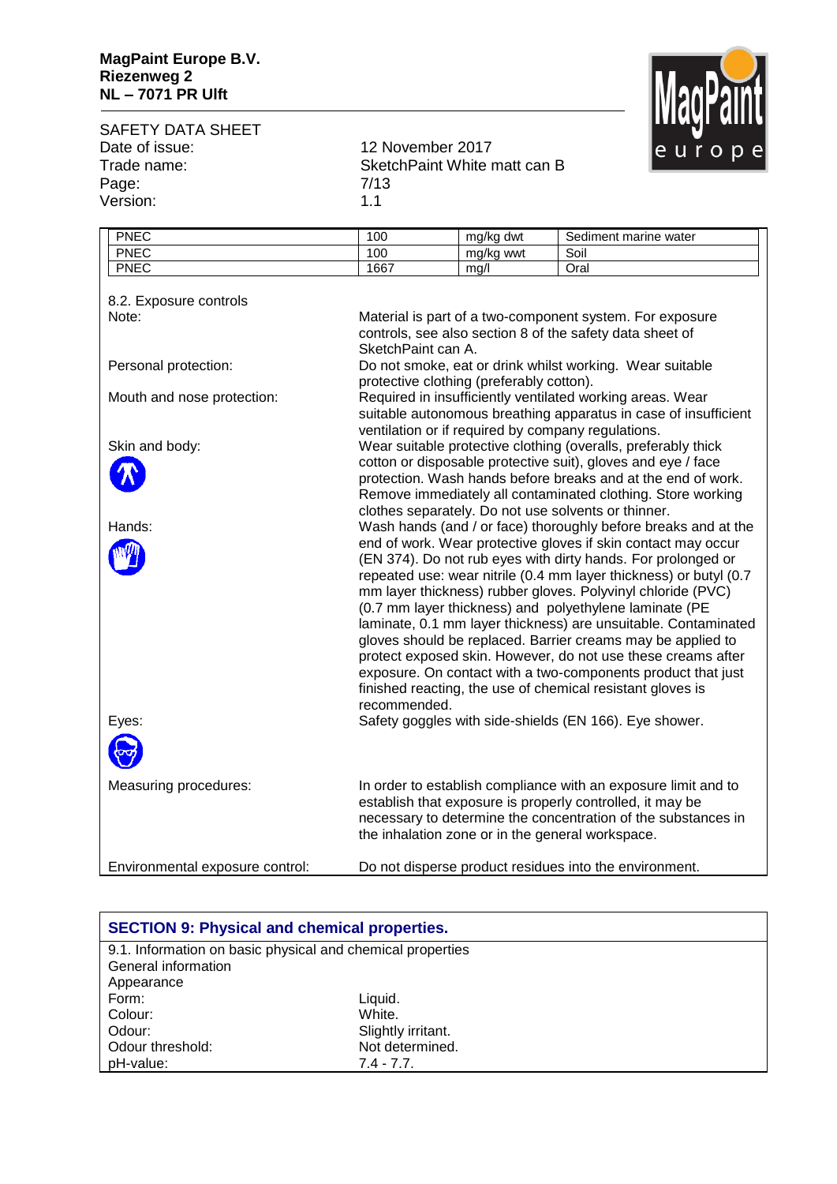| PNEC | 100 | mg/kg dwt | Sediment marine water |
|---|---|---|---|
| PNEC | 100 | mg/kg wwt | Soil |
| PNEC | 1667 | mg/l | Oral |

8.2. Exposure controls

| | |
|---|---|
| Note: | Material is part of a two-component system. For exposure controls, see also section 8 of the safety data sheet of SketchPaint can A. |
| Personal protection: | Do not smoke, eat or drink whilst working. Wear suitable protective clothing (preferably cotton). |
| Mouth and nose protection: | Required in insufficiently ventilated working areas. Wear suitable autonomous breathing apparatus in case of insufficient ventilation or if required by company regulations. |
| Skin and body: | Wear suitable protective clothing (overalls, preferably thick cotton or disposable protective suit), gloves and eye / face protection. Wash hands before breaks and at the end of work. Remove immediately all contaminated clothing. Store working clothes separately. Do not use solvents or thinner. |
| Hands: | Wash hands (and / or face) thoroughly before breaks and at the end of work. Wear protective gloves if skin contact may occur (EN 374). Do not rub eyes with dirty hands. For prolonged or repeated use: wear nitrile (0.4 mm layer thickness) or butyl (0.7 mm layer thickness) rubber gloves. Polyvinyl chloride (PVC) (0.7 mm layer thickness) and polyethylene laminate (PE laminate, 0.1 mm layer thickness) are unsuitable. Contaminated gloves should be replaced. Barrier creams may be applied to protect exposed skin. However, do not use these creams after exposure. On contact with a two-components product that just finished reacting, the use of chemical resistant gloves is recommended. |
| Eyes: | Safety goggles with side-shields (EN 166). Eye shower. |
| Measuring procedures: | In order to establish compliance with an exposure limit and to establish that exposure is properly controlled, it may be necessary to determine the concentration of the substances in the inhalation zone or in the general workspace. |
| Environmental exposure control: | Do not disperse product residues into the environment. |

## SECTION 9: Physical and chemical properties.

9.1. Information on basic physical and chemical properties

General information

Appearance

| | |
|---|---|
| Form: | Liquid. |
| Colour: | White. |
| Odour: | Slightly irritant. |
| Odour threshold: | Not determined. |
| pH-value: | 7.4 - 7.7. |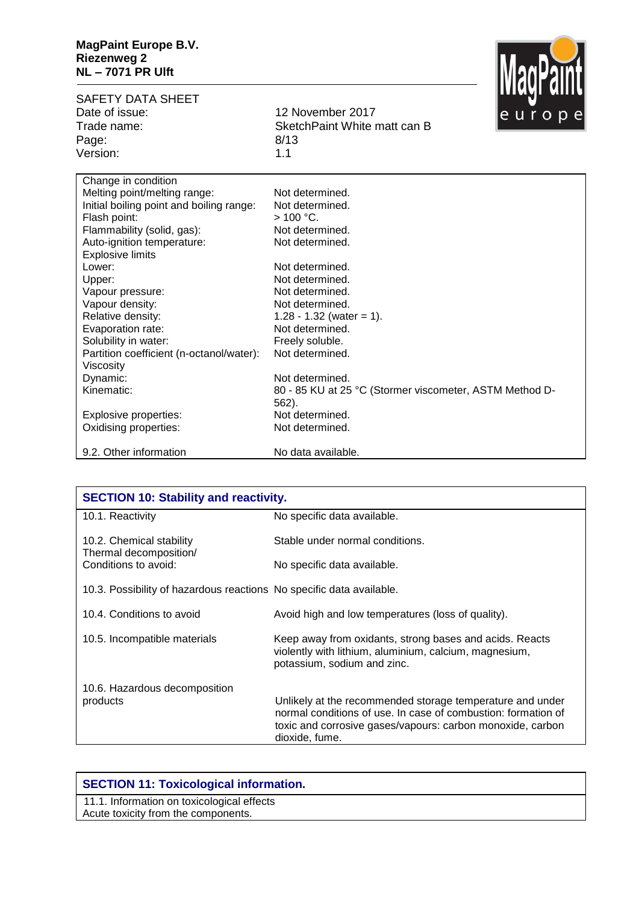| | |
|---|---|
| Change in condition | |
| Melting point/melting range: | Not determined. |
| Initial boiling point and boiling range: | Not determined. |
| Flash point: | > 100 °C. |
| Flammability (solid, gas): | Not determined. |
| Auto-ignition temperature: | Not determined. |
| Explosive limits | |
| Lower: | Not determined. |
| Upper: | Not determined. |
| Vapour pressure: | Not determined. |
| Vapour density: | Not determined. |
| Relative density: | 1.28 - 1.32 (water = 1). |
| Evaporation rate: | Not determined. |
| Solubility in water: | Freely soluble. |
| Partition coefficient (n-octanol/water): | Not determined. |
| Viscosity | |
| Dynamic: | Not determined. |
| Kinematic: | 80 - 85 KU at 25 °C (Stormer viscometer, ASTM Method D-562). |
| Explosive properties: | Not determined. |
| Oxidising properties: | Not determined. |
| 9.2. Other information | No data available. |

## SECTION 10: Stability and reactivity.

| | |
|---|---|
| 10.1. Reactivity | No specific data available. |
| 10.2. Chemical stability | Stable under normal conditions. |
| Thermal decomposition/ Conditions to avoid: | No specific data available. |
| 10.3. Possibility of hazardous reactions | No specific data available. |
| 10.4. Conditions to avoid | Avoid high and low temperatures (loss of quality). |
| 10.5. Incompatible materials | Keep away from oxidants, strong bases and acids. Reacts violently with lithium, aluminium, calcium, magnesium, potassium, sodium and zinc. |
| 10.6. Hazardous decomposition products | Unlikely at the recommended storage temperature and under normal conditions of use. In case of combustion: formation of toxic and corrosive gases/vapours: carbon monoxide, carbon dioxide, fume. |

## SECTION 11: Toxicological information.

11.1. Information on toxicological effects

Acute toxicity from the components.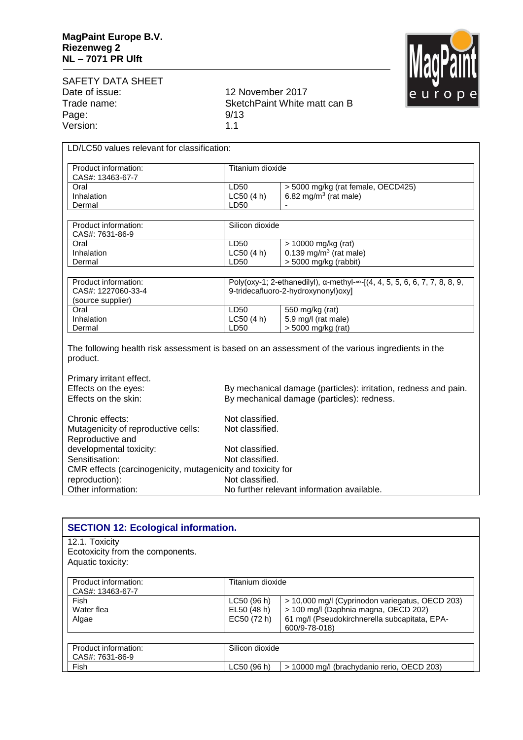LD/LC50 values relevant for classification:

| Product information: CAS#: 13463-67-7 | Titanium dioxide | |
|---|---|---|
| Oral | LD50 | > 5000 mg/kg (rat female, OECD425) |
| Inhalation | LC50 (4 h) | 6.82 mg/m$^3$ (rat male) |
| Dermal | LD50 | - |

| Product information: CAS#: 7631-86-9 | Silicon dioxide | |
|---|---|---|
| Oral | LD50 | > 10000 mg/kg (rat) |
| Inhalation | LC50 (4 h) | 0.139 mg/m$^3$ (rat male) |
| Dermal | LD50 | > 5000 mg/kg (rabbit) |

| Product information: CAS#: 1227060-33-4 (source supplier) | Poly(oxy-1; 2-ethanedilyl), α-methyl-∞-[(4, 4, 5, 5, 6, 6, 7, 7, 8, 8, 9, 9-tridecafluoro-2-hydroxynonyl)oxy] | |
|---|---|---|
| Oral | LD50 | 550 mg/kg (rat) |
| Inhalation | LC50 (4 h) | 5.9 mg/l (rat male) |
| Dermal | LD50 | > 5000 mg/kg (rat) |

The following health risk assessment is based on an assessment of the various ingredients in the product.

Primary irritant effect.

Effects on the eyes: By mechanical damage (particles): irritation, redness and pain.

Effects on the skin: By mechanical damage (particles): redness.

Chronic effects: Not classified.

Mutagenicity of reproductive cells: Not classified.

Reproductive and developmental toxicity: Not classified.

Sensitisation: Not classified.

CMR effects (carcinogenicity, mutagenicity and toxicity for reproduction): Not classified.

Other information: No further relevant information available.

## SECTION 12: Ecological information.

12.1. Toxicity

Ecotoxicity from the components.

Aquatic toxicity:

| Product information: CAS#: 13463-67-7 | Titanium dioxide | |
|---|---|---|
| Fish | LC50 (96 h) | > 10,000 mg/l (Cyprinodon variegatus, OECD 203) |
| Water flea | EL50 (48 h) | > 100 mg/l (Daphnia magna, OECD 202) |
| Algae | EC50 (72 h) | 61 mg/l (Pseudokirchnerella subcapitata, EPA-600/9-78-018) |

| Product information: CAS#: 7631-86-9 | Silicon dioxide | |
|---|---|---|
| Fish | LC50 (96 h) | > 10000 mg/l (brachydanio rerio, OECD 203) |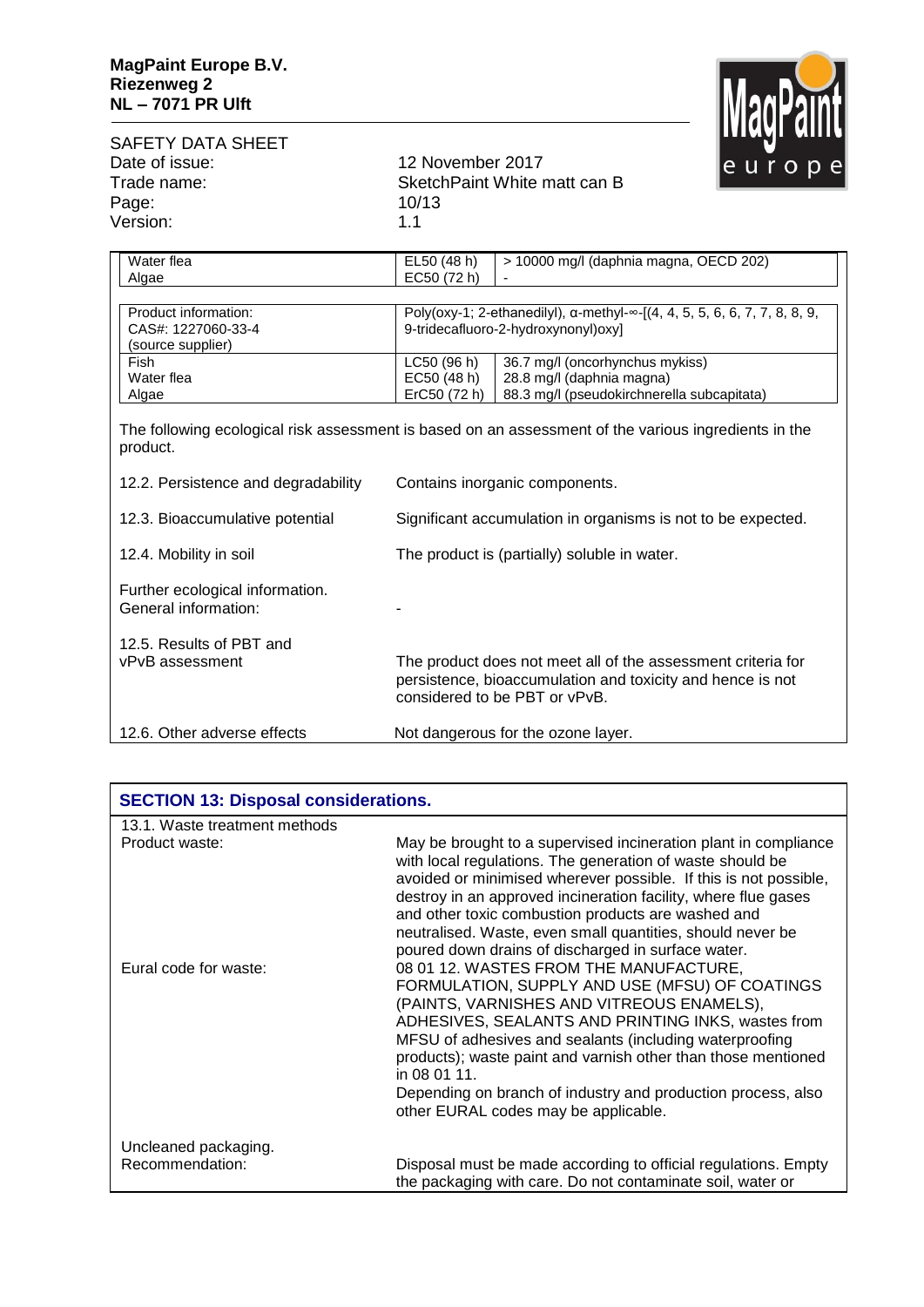| | | |
|---|---|---|
| Water flea | EL50 (48 h) | > 10000 mg/l (daphnia magna, OECD 202) |
| Algae | EC50 (72 h) | - |

| | |
|---|---|
| Product information: CAS#: 1227060-33-4 (source supplier) | Poly(oxy-1; 2-ethanediyl), α-methyl-∞-[(4, 4, 5, 5, 6, 6, 7, 7, 8, 8, 9, 9-tridecafluoro-2-hydroxynonyl)oxy] |

| | | |
|---|---|---|
| Fish | LC50 (96 h) | 36.7 mg/l (oncorhynchus mykiss) |
| Water flea | EC50 (48 h) | 28.8 mg/l (daphnia magna) |
| Algae | ErC50 (72 h) | 88.3 mg/l (pseudokirchnerella subcapitata) |

The following ecological risk assessment is based on an assessment of the various ingredients in the product.

12.2. Persistence and degradability: Contains inorganic components.

12.3. Bioaccumulative potential: Significant accumulation in organisms is not to be expected.

12.4. Mobility in soil: The product is (partially) soluble in water.

Further ecological information.
General information: -

12.5. Results of PBT and vPvB assessment: The product does not meet all of the assessment criteria for persistence, bioaccumulation and toxicity and hence is not considered to be PBT or vPvB.

12.6. Other adverse effects: Not dangerous for the ozone layer.

## SECTION 13: Disposal considerations.

13.1. Waste treatment methods

Product waste: May be brought to a supervised incineration plant in compliance with local regulations. The generation of waste should be avoided or minimised wherever possible. If this is not possible, destroy in an approved incineration facility, where flue gases and other toxic combustion products are washed and neutralised. Waste, even small quantities, should never be poured down drains of discharged in surface water.

Eural code for waste: 08 01 12. WASTES FROM THE MANUFACTURE, FORMULATION, SUPPLY AND USE (MFSU) OF COATINGS (PAINTS, VARNISHES AND VITREOUS ENAMELS), ADHESIVES, SEALANTS AND PRINTING INKS, wastes from MFSU of adhesives and sealants (including waterproofing products); waste paint and varnish other than those mentioned in 08 01 11.
Depending on branch of industry and production process, also other EURAL codes may be applicable.

Uncleaned packaging.
Recommendation: Disposal must be made according to official regulations. Empty the packaging with care. Do not contaminate soil, water or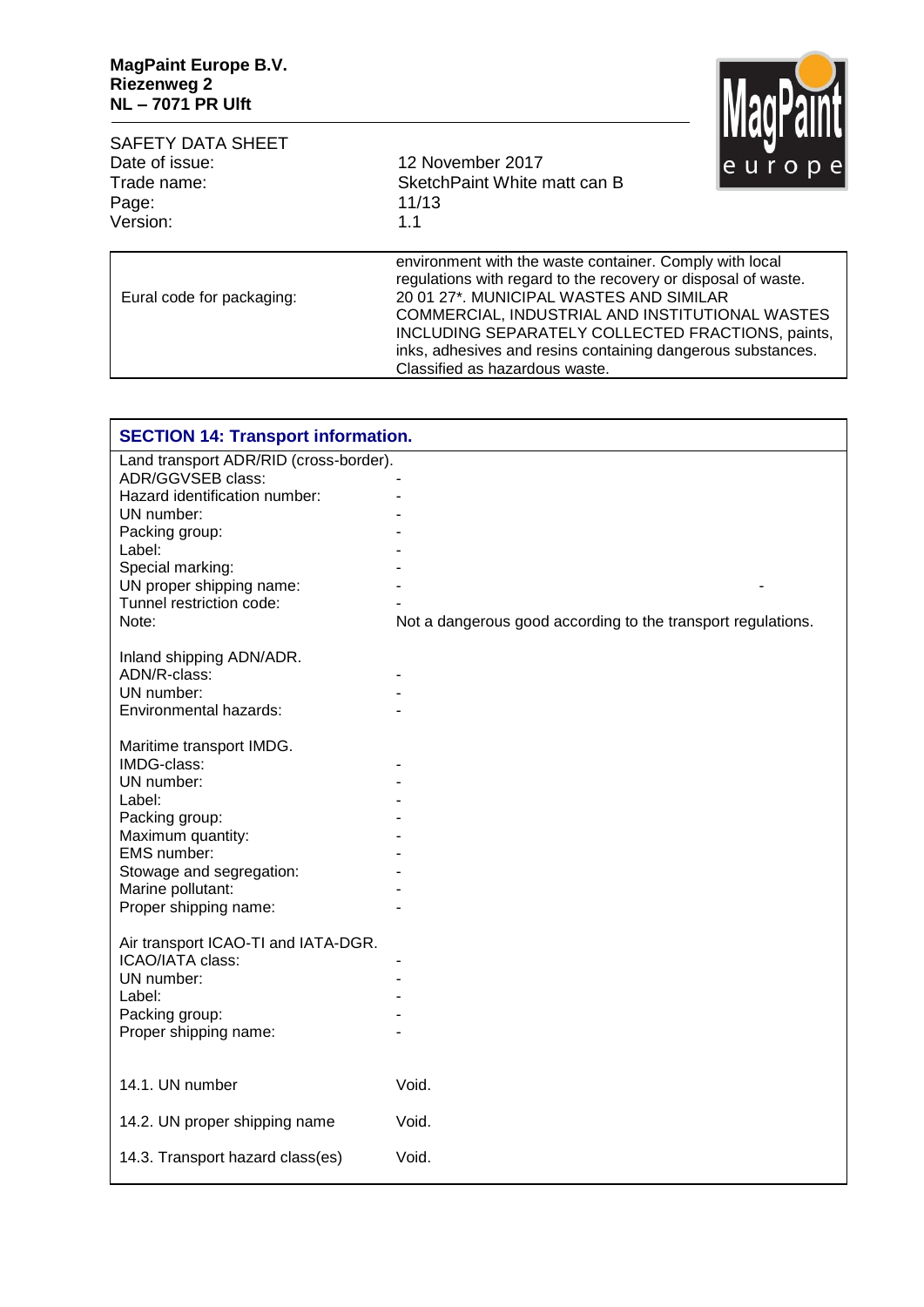| | |
|---|---|
| Eural code for packaging: | environment with the waste container. Comply with local regulations with regard to the recovery or disposal of waste. 20 01 27*. MUNICIPAL WASTES AND SIMILAR COMMERCIAL, INDUSTRIAL AND INSTITUTIONAL WASTES INCLUDING SEPARATELY COLLECTED FRACTIONS, paints, inks, adhesives and resins containing dangerous substances. Classified as hazardous waste. |

## SECTION 14: Transport information.

| | |
|---|---|
| **Land transport ADR/RID (cross-border).** | |
| ADR/GGVSEB class: | - |
| Hazard identification number: | - |
| UN number: | - |
| Packing group: | - |
| Label: | - |
| Special marking: | - |
| UN proper shipping name: | - - |
| Tunnel restriction code: | - |
| Note: | Not a dangerous good according to the transport regulations. |
| **Inland shipping ADN/ADR.** | |
| ADN/R-class: | - |
| UN number: | - |
| Environmental hazards: | - |
| **Maritime transport IMDG.** | |
| IMDG-class: | - |
| UN number: | - |
| Label: | - |
| Packing group: | - |
| Maximum quantity: | - |
| EMS number: | - |
| Stowage and segregation: | - |
| Marine pollutant: | - |
| Proper shipping name: | - |
| **Air transport ICAO-TI and IATA-DGR.** | |
| ICAO/IATA class: | - |
| UN number: | - |
| Label: | - |
| Packing group: | - |
| Proper shipping name: | - |

| | |
|---|---|
| 14.1. UN number | Void. |
| 14.2. UN proper shipping name | Void. |
| 14.3. Transport hazard class(es) | Void. |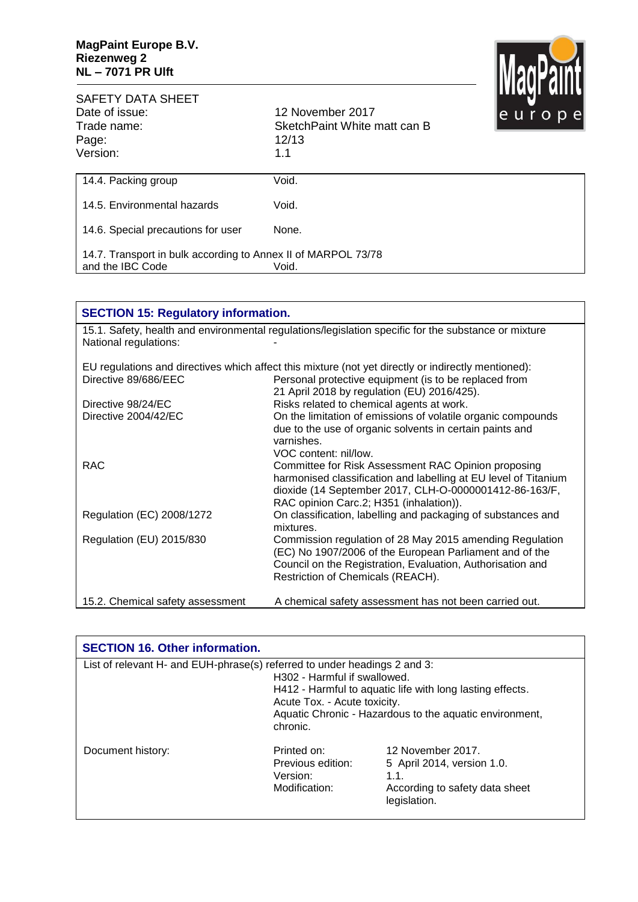| | |
|---|---|
| 14.4. Packing group | Void. |
| 14.5. Environmental hazards | Void. |
| 14.6. Special precautions for user | None. |
| 14.7. Transport in bulk according to Annex II of MARPOL 73/78 and the IBC Code | Void. |

## SECTION 15: Regulatory information.

15.1. Safety, health and environmental regulations/legislation specific for the substance or mixture

National regulations: -

EU regulations and directives which affect this mixture (not yet directly or indirectly mentioned):

| | |
|---|---|
| Directive 89/686/EEC | Personal protective equipment (is to be replaced from 21 April 2018 by regulation (EU) 2016/425). |
| Directive 98/24/EC | Risks related to chemical agents at work. |
| Directive 2004/42/EC | On the limitation of emissions of volatile organic compounds due to the use of organic solvents in certain paints and varnishes. VOC content: nil/low. |
| RAC | Committee for Risk Assessment RAC Opinion proposing harmonised classification and labelling at EU level of Titanium dioxide (14 September 2017, CLH-O-0000001412-86-163/F, RAC opinion Carc.2; H351 (inhalation)). |
| Regulation (EC) 2008/1272 | On classification, labelling and packaging of substances and mixtures. |
| Regulation (EU) 2015/830 | Commission regulation of 28 May 2015 amending Regulation (EC) No 1907/2006 of the European Parliament and of the Council on the Registration, Evaluation, Authorisation and Restriction of Chemicals (REACH). |

15.2. Chemical safety assessment: A chemical safety assessment has not been carried out.

## SECTION 16. Other information.

List of relevant H- and EUH-phrase(s) referred to under headings 2 and 3:

- H302 - Harmful if swallowed.
- H412 - Harmful to aquatic life with long lasting effects.
- Acute Tox. - Acute toxicity.
- Aquatic Chronic - Hazardous to the aquatic environment, chronic.

| Document history: | | |
|---|---|---|
| | Printed on: | 12 November 2017. |
| | Previous edition: | 5 April 2014, version 1.0. |
| | Version: | 1.1. |
| | Modification: | According to safety data sheet legislation. |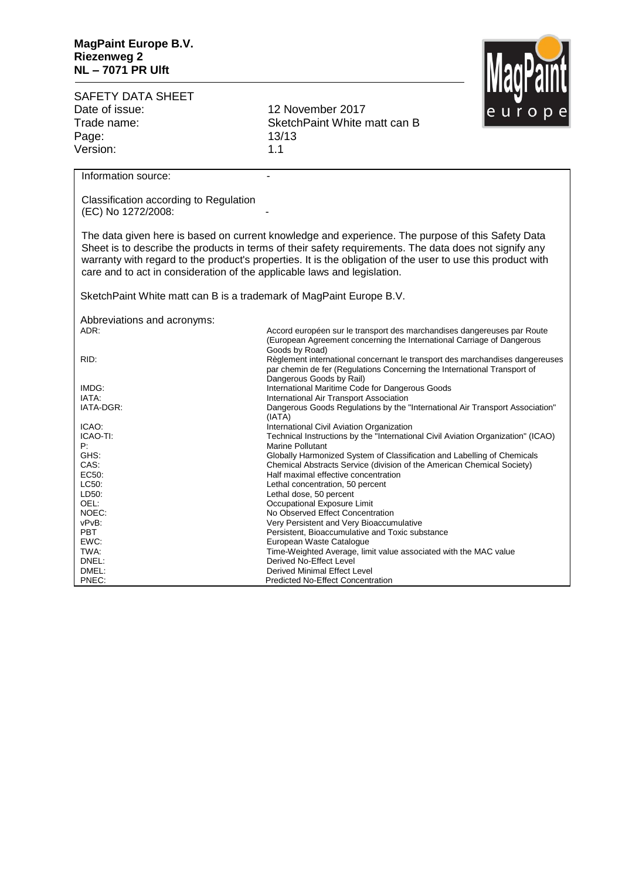**MagPaint Europe B.V.**
**Riezenweg 2**
**NL – 7071 PR Ulft**

SAFETY DATA SHEET

| | |
|---|---|
| Date of issue: | 12 November 2017 |
| Trade name: | SketchPaint White matt can B |
| Version: | 1.1 |

| | |
|---|---|
| Information source: | - |
| Classification according to Regulation (EC) No 1272/2008: | - |

The data given here is based on current knowledge and experience. The purpose of this Safety Data Sheet is to describe the products in terms of their safety requirements. The data does not signify any warranty with regard to the product's properties. It is the obligation of the user to use this product with care and to act in consideration of the applicable laws and legislation.

SketchPaint White matt can B is a trademark of MagPaint Europe B.V.

Abbreviations and acronyms:

| | |
|---|---|
| ADR: | Accord européen sur le transport des marchandises dangereuses par Route (European Agreement concerning the International Carriage of Dangerous Goods by Road) |
| RID: | Règlement international concernant le transport des marchandises dangereuses par chemin de fer (Regulations Concerning the International Transport of Dangerous Goods by Rail) |
| IMDG: | International Maritime Code for Dangerous Goods |
| IATA: | International Air Transport Association |
| IATA-DGR: | Dangerous Goods Regulations by the "International Air Transport Association" (IATA) |
| ICAO: | International Civil Aviation Organization |
| ICAO-TI: | Technical Instructions by the "International Civil Aviation Organization" (ICAO) |
| P: | Marine Pollutant |
| GHS: | Globally Harmonized System of Classification and Labelling of Chemicals |
| CAS: | Chemical Abstracts Service (division of the American Chemical Society) |
| EC50: | Half maximal effective concentration |
| LC50: | Lethal concentration, 50 percent |
| LD50: | Lethal dose, 50 percent |
| OEL: | Occupational Exposure Limit |
| NOEC: | No Observed Effect Concentration |
| vPvB: | Very Persistent and Very Bioaccumulative |
| PBT | Persistent, Bioaccumulative and Toxic substance |
| EWC: | European Waste Catalogue |
| TWA: | Time-Weighted Average, limit value associated with the MAC value |
| DNEL: | Derived No-Effect Level |
| DMEL: | Derived Minimal Effect Level |
| PNEC: | Predicted No-Effect Concentration |